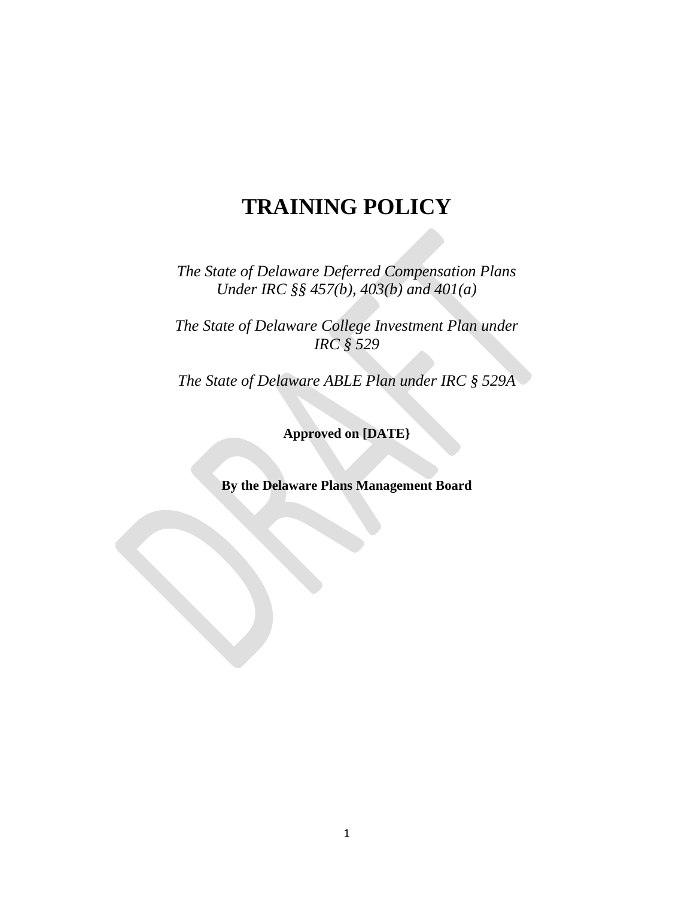# TRAINING POLICY

*The State of Delaware Deferred Compensation Plans Under IRC §§ 457(b), 403(b) and 401(a)*

*The State of Delaware College Investment Plan under IRC § 529*

*The State of Delaware ABLE Plan under IRC § 529A*

**Approved on [DATE}**

**By the Delaware Plans Management Board**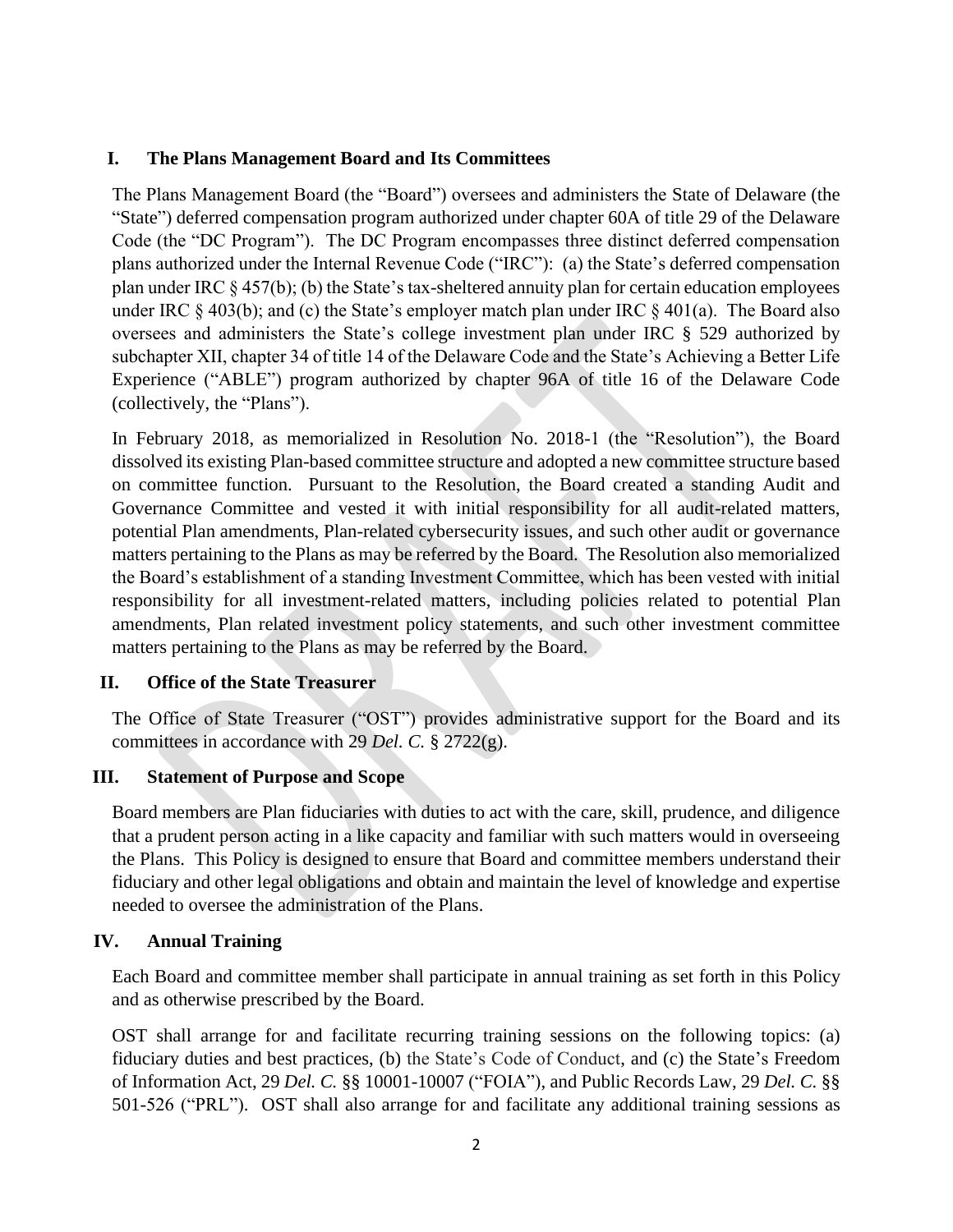## I. The Plans Management Board and Its Committees

The Plans Management Board (the "Board") oversees and administers the State of Delaware (the "State") deferred compensation program authorized under chapter 60A of title 29 of the Delaware Code (the "DC Program"). The DC Program encompasses three distinct deferred compensation plans authorized under the Internal Revenue Code ("IRC"): (a) the State's deferred compensation plan under IRC § 457(b); (b) the State's tax-sheltered annuity plan for certain education employees under IRC § 403(b); and (c) the State's employer match plan under IRC § 401(a). The Board also oversees and administers the State's college investment plan under IRC § 529 authorized by subchapter XII, chapter 34 of title 14 of the Delaware Code and the State's Achieving a Better Life Experience ("ABLE") program authorized by chapter 96A of title 16 of the Delaware Code (collectively, the "Plans").

In February 2018, as memorialized in Resolution No. 2018-1 (the "Resolution"), the Board dissolved its existing Plan-based committee structure and adopted a new committee structure based on committee function. Pursuant to the Resolution, the Board created a standing Audit and Governance Committee and vested it with initial responsibility for all audit-related matters, potential Plan amendments, Plan-related cybersecurity issues, and such other audit or governance matters pertaining to the Plans as may be referred by the Board. The Resolution also memorialized the Board's establishment of a standing Investment Committee, which has been vested with initial responsibility for all investment-related matters, including policies related to potential Plan amendments, Plan related investment policy statements, and such other investment committee matters pertaining to the Plans as may be referred by the Board.

## II. Office of the State Treasurer

The Office of State Treasurer ("OST") provides administrative support for the Board and its committees in accordance with 29 *Del. C.* § 2722(g).

## III. Statement of Purpose and Scope

Board members are Plan fiduciaries with duties to act with the care, skill, prudence, and diligence that a prudent person acting in a like capacity and familiar with such matters would in overseeing the Plans. This Policy is designed to ensure that Board and committee members understand their fiduciary and other legal obligations and obtain and maintain the level of knowledge and expertise needed to oversee the administration of the Plans.

## IV. Annual Training

Each Board and committee member shall participate in annual training as set forth in this Policy and as otherwise prescribed by the Board.

OST shall arrange for and facilitate recurring training sessions on the following topics: (a) fiduciary duties and best practices, (b) the State's Code of Conduct, and (c) the State's Freedom of Information Act, 29 *Del. C.* §§ 10001-10007 ("FOIA"), and Public Records Law, 29 *Del. C.* §§ 501-526 ("PRL"). OST shall also arrange for and facilitate any additional training sessions as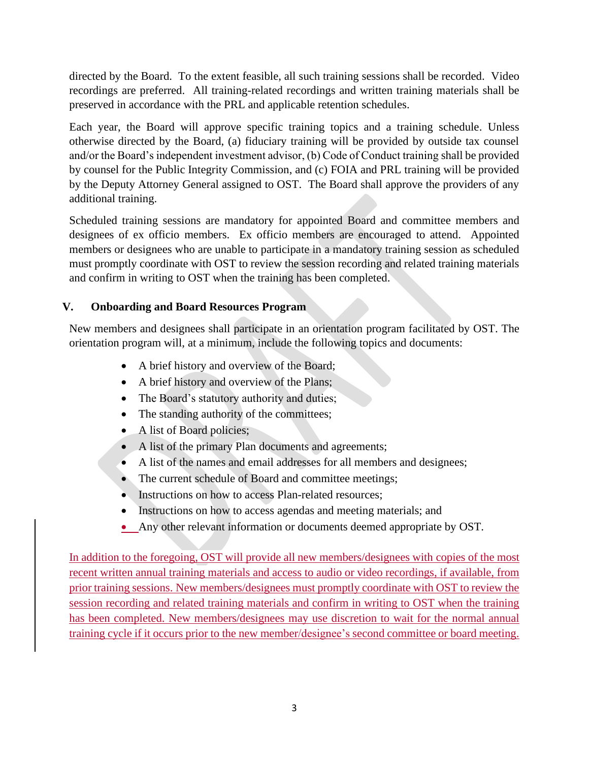directed by the Board. To the extent feasible, all such training sessions shall be recorded. Video recordings are preferred. All training-related recordings and written training materials shall be preserved in accordance with the PRL and applicable retention schedules.

Each year, the Board will approve specific training topics and a training schedule. Unless otherwise directed by the Board, (a) fiduciary training will be provided by outside tax counsel and/or the Board's independent investment advisor, (b) Code of Conduct training shall be provided by counsel for the Public Integrity Commission, and (c) FOIA and PRL training will be provided by the Deputy Attorney General assigned to OST. The Board shall approve the providers of any additional training.

Scheduled training sessions are mandatory for appointed Board and committee members and designees of ex officio members. Ex officio members are encouraged to attend. Appointed members or designees who are unable to participate in a mandatory training session as scheduled must promptly coordinate with OST to review the session recording and related training materials and confirm in writing to OST when the training has been completed.

## V. Onboarding and Board Resources Program

New members and designees shall participate in an orientation program facilitated by OST. The orientation program will, at a minimum, include the following topics and documents:

- A brief history and overview of the Board;
- A brief history and overview of the Plans;
- The Board's statutory authority and duties;
- The standing authority of the committees;
- A list of Board policies;
- A list of the primary Plan documents and agreements;
- A list of the names and email addresses for all members and designees;
- The current schedule of Board and committee meetings;
- Instructions on how to access Plan-related resources;
- Instructions on how to access agendas and meeting materials; and
- Any other relevant information or documents deemed appropriate by OST.

In addition to the foregoing, OST will provide all new members/designees with copies of the most recent written annual training materials and access to audio or video recordings, if available, from prior training sessions. New members/designees must promptly coordinate with OST to review the session recording and related training materials and confirm in writing to OST when the training has been completed. New members/designees may use discretion to wait for the normal annual training cycle if it occurs prior to the new member/designee's second committee or board meeting.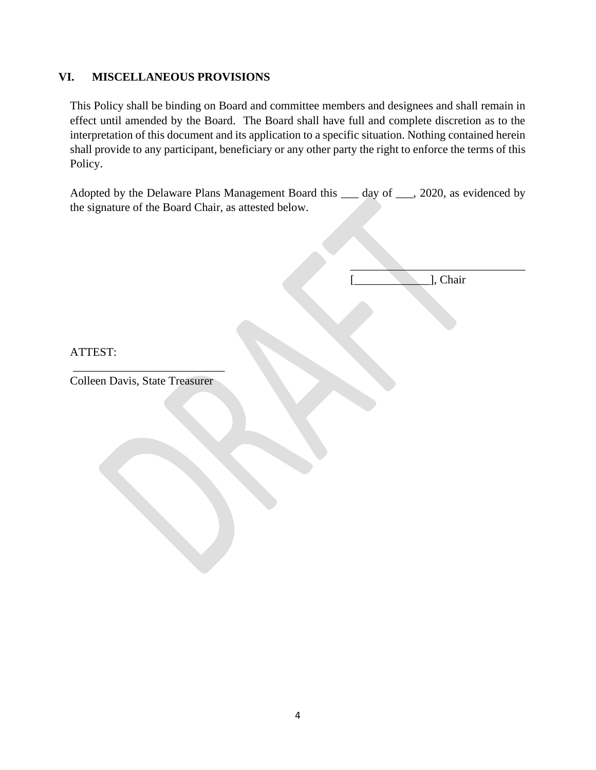## VI. MISCELLANEOUS PROVISIONS

This Policy shall be binding on Board and committee members and designees and shall remain in effect until amended by the Board. The Board shall have full and complete discretion as to the interpretation of this document and its application to a specific situation. Nothing contained herein shall provide to any participant, beneficiary or any other party the right to enforce the terms of this Policy.

Adopted by the Delaware Plans Management Board this ___ day of ___, 2020, as evidenced by the signature of the Board Chair, as attested below.

_______________________________

[_____________], Chair

ATTEST:

__________________________

Colleen Davis, State Treasurer